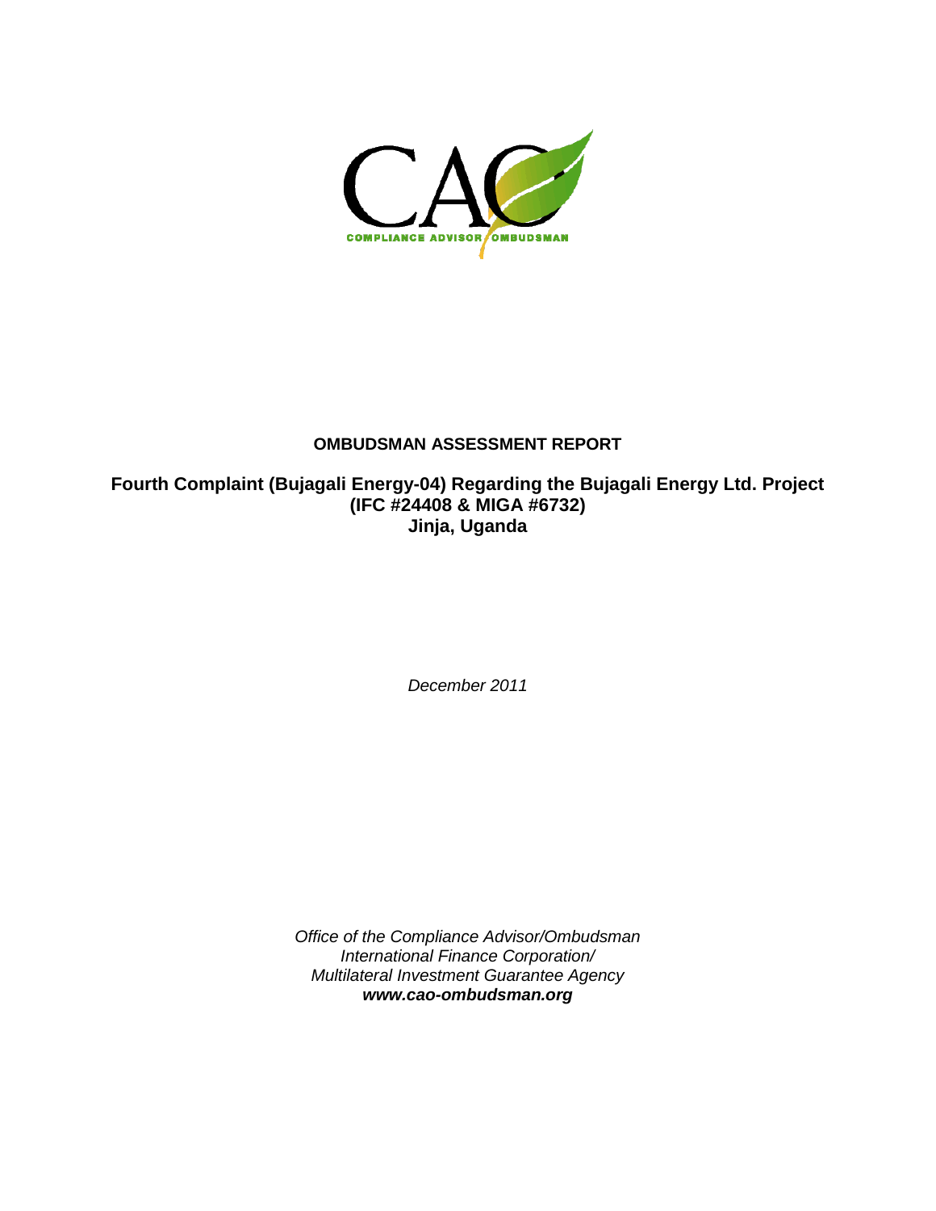CAO

COMPLIANCE ADVISOR OMBUDSMAN

# OMBUDSMAN ASSESSMENT REPORT

## Fourth Complaint (Bujagali Energy-04) Regarding the Bujagali Energy Ltd. Project (IFC #24408 & MIGA #6732) Jinja, Uganda

*December 2011*

*Office of the Compliance Advisor/Ombudsman*
*International Finance Corporation/*
*Multilateral Investment Guarantee Agency*
***www.cao-ombudsman.org***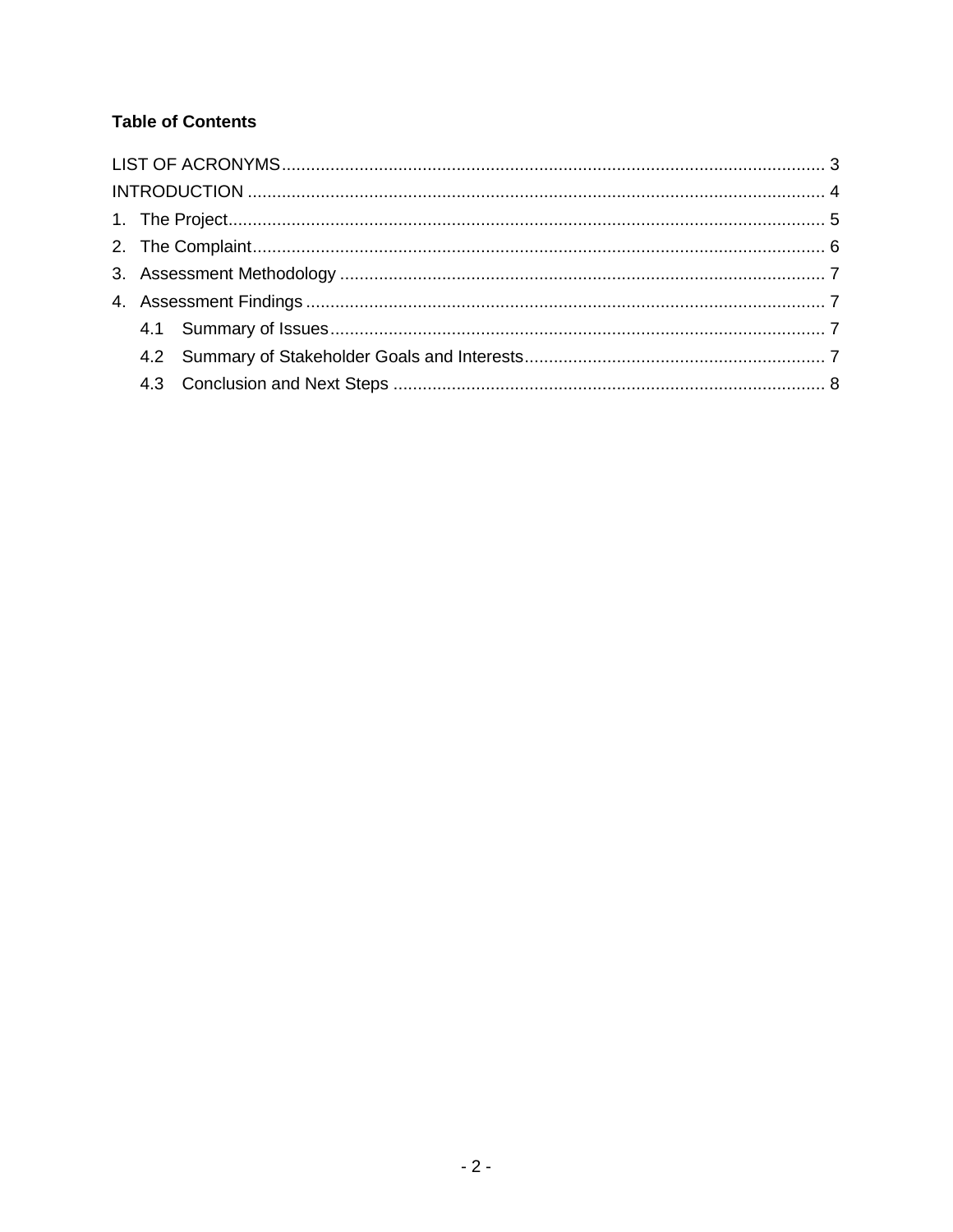**Table of Contents**

LIST OF ACRONYMS ........................................................................................................ 3
INTRODUCTION ............................................................................................................. 4
1. The Project ................................................................................................................ 5
2. The Complaint ........................................................................................................... 6
3. Assessment Methodology .......................................................................................... 7
4. Assessment Findings ................................................................................................. 7
   4.1 Summary of Issues ............................................................................................. 7
   4.2 Summary of Stakeholder Goals and Interests ..................................................... 7
   4.3 Conclusion and Next Steps ................................................................................ 8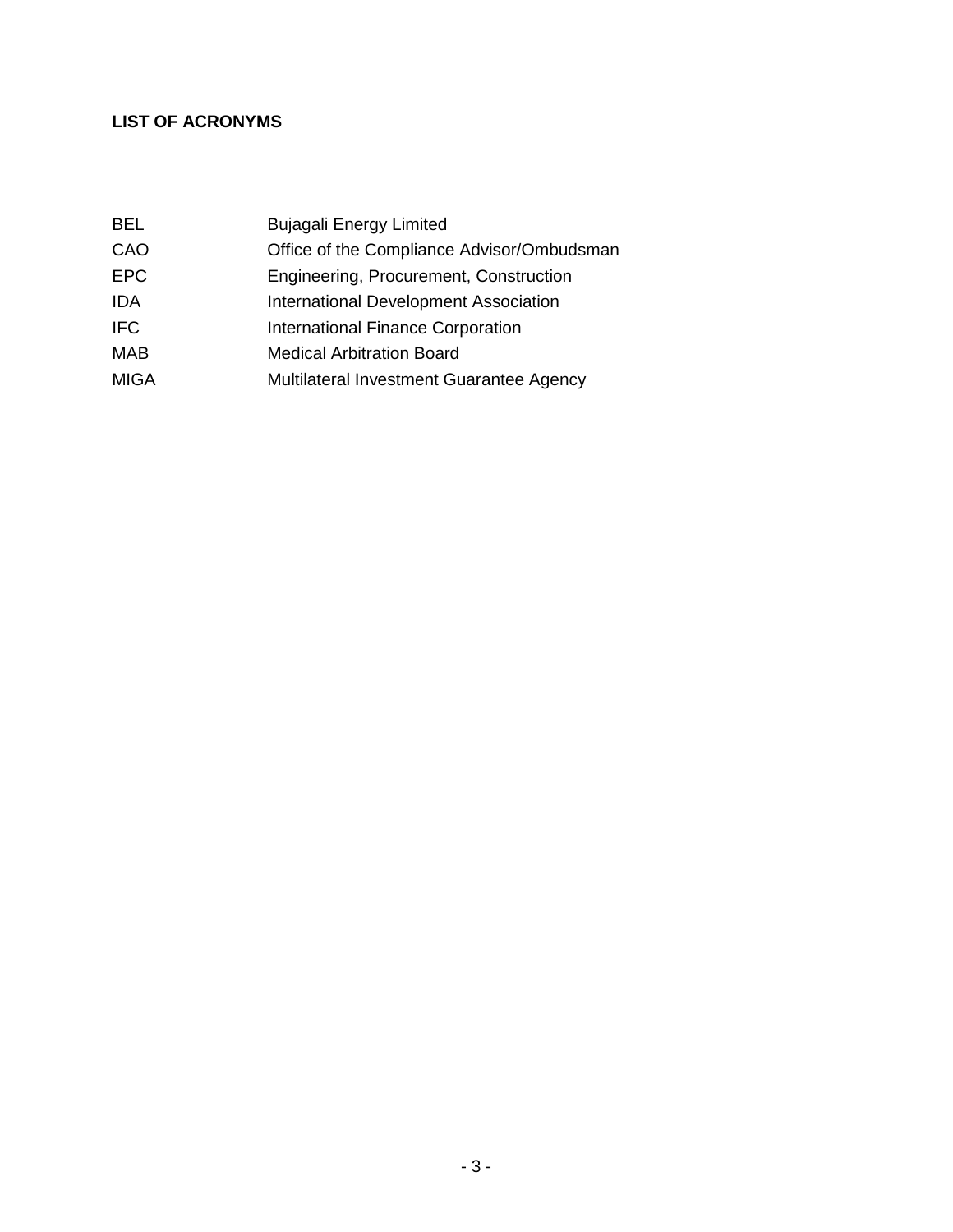## LIST OF ACRONYMS

| | |
|---|---|
| BEL | Bujagali Energy Limited |
| CAO | Office of the Compliance Advisor/Ombudsman |
| EPC | Engineering, Procurement, Construction |
| IDA | International Development Association |
| IFC | International Finance Corporation |
| MAB | Medical Arbitration Board |
| MIGA | Multilateral Investment Guarantee Agency |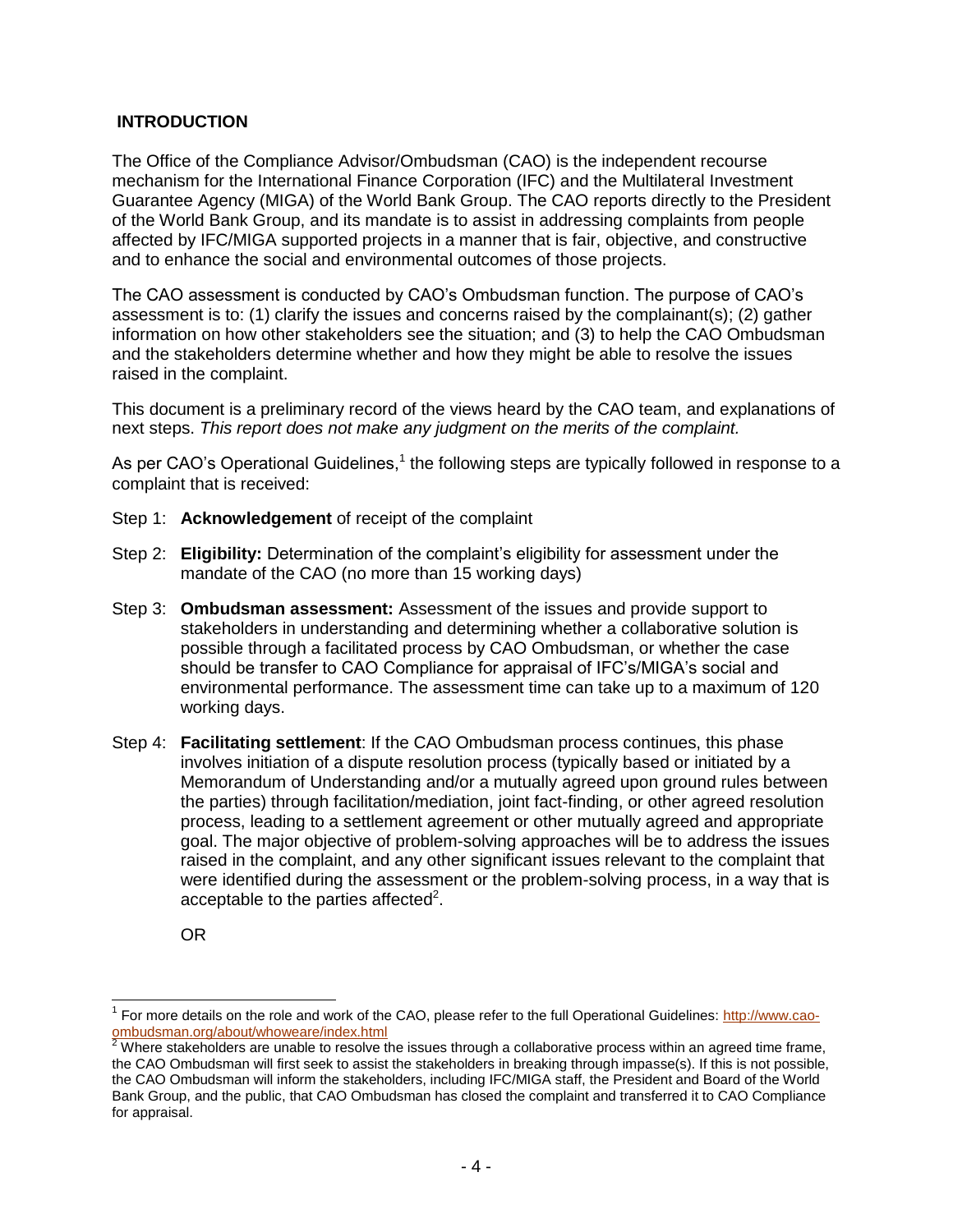## INTRODUCTION

The Office of the Compliance Advisor/Ombudsman (CAO) is the independent recourse mechanism for the International Finance Corporation (IFC) and the Multilateral Investment Guarantee Agency (MIGA) of the World Bank Group. The CAO reports directly to the President of the World Bank Group, and its mandate is to assist in addressing complaints from people affected by IFC/MIGA supported projects in a manner that is fair, objective, and constructive and to enhance the social and environmental outcomes of those projects.

The CAO assessment is conducted by CAO's Ombudsman function. The purpose of CAO's assessment is to: (1) clarify the issues and concerns raised by the complainant(s); (2) gather information on how other stakeholders see the situation; and (3) to help the CAO Ombudsman and the stakeholders determine whether and how they might be able to resolve the issues raised in the complaint.

This document is a preliminary record of the views heard by the CAO team, and explanations of next steps. *This report does not make any judgment on the merits of the complaint.*

As per CAO's Operational Guidelines,[1] the following steps are typically followed in response to a complaint that is received:

Step 1: **Acknowledgement** of receipt of the complaint

Step 2: **Eligibility:** Determination of the complaint's eligibility for assessment under the mandate of the CAO (no more than 15 working days)

Step 3: **Ombudsman assessment:** Assessment of the issues and provide support to stakeholders in understanding and determining whether a collaborative solution is possible through a facilitated process by CAO Ombudsman, or whether the case should be transfer to CAO Compliance for appraisal of IFC's/MIGA's social and environmental performance. The assessment time can take up to a maximum of 120 working days.

Step 4: **Facilitating settlement**: If the CAO Ombudsman process continues, this phase involves initiation of a dispute resolution process (typically based or initiated by a Memorandum of Understanding and/or a mutually agreed upon ground rules between the parties) through facilitation/mediation, joint fact-finding, or other agreed resolution process, leading to a settlement agreement or other mutually agreed and appropriate goal. The major objective of problem-solving approaches will be to address the issues raised in the complaint, and any other significant issues relevant to the complaint that were identified during the assessment or the problem-solving process, in a way that is acceptable to the parties affected[2].

OR

---

[1] For more details on the role and work of the CAO, please refer to the full Operational Guidelines: http://www.cao-ombudsman.org/about/whoweare/index.html

[2] Where stakeholders are unable to resolve the issues through a collaborative process within an agreed time frame, the CAO Ombudsman will first seek to assist the stakeholders in breaking through impasse(s). If this is not possible, the CAO Ombudsman will inform the stakeholders, including IFC/MIGA staff, the President and Board of the World Bank Group, and the public, that CAO Ombudsman has closed the complaint and transferred it to CAO Compliance for appraisal.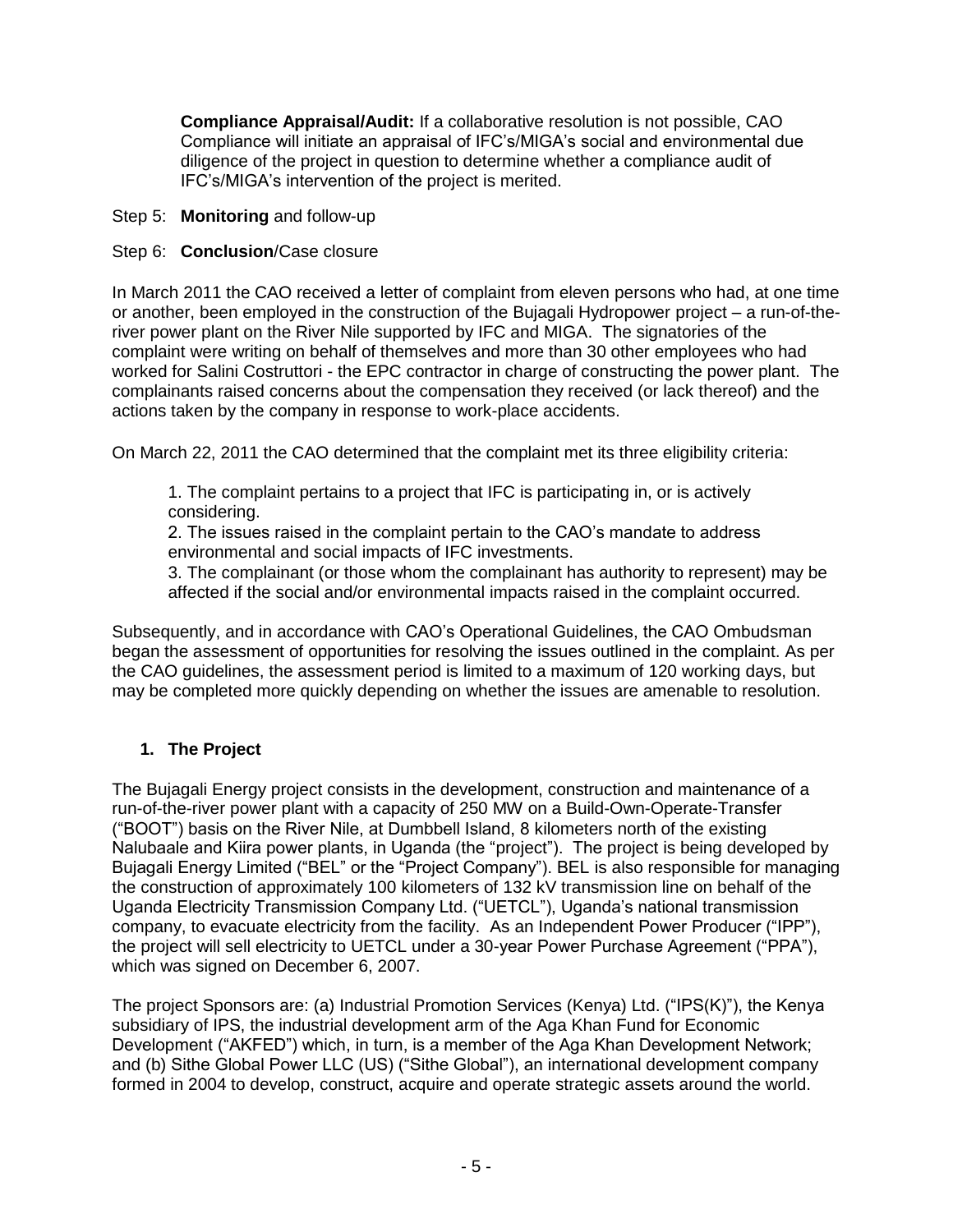**Compliance Appraisal/Audit:** If a collaborative resolution is not possible, CAO Compliance will initiate an appraisal of IFC's/MIGA's social and environmental due diligence of the project in question to determine whether a compliance audit of IFC's/MIGA's intervention of the project is merited.

Step 5: **Monitoring** and follow-up

Step 6: **Conclusion**/Case closure

In March 2011 the CAO received a letter of complaint from eleven persons who had, at one time or another, been employed in the construction of the Bujagali Hydropower project – a run-of-the-river power plant on the River Nile supported by IFC and MIGA. The signatories of the complaint were writing on behalf of themselves and more than 30 other employees who had worked for Salini Costruttori - the EPC contractor in charge of constructing the power plant. The complainants raised concerns about the compensation they received (or lack thereof) and the actions taken by the company in response to work-place accidents.

On March 22, 2011 the CAO determined that the complaint met its three eligibility criteria:

1. The complaint pertains to a project that IFC is participating in, or is actively considering.
2. The issues raised in the complaint pertain to the CAO's mandate to address environmental and social impacts of IFC investments.
3. The complainant (or those whom the complainant has authority to represent) may be affected if the social and/or environmental impacts raised in the complaint occurred.

Subsequently, and in accordance with CAO's Operational Guidelines, the CAO Ombudsman began the assessment of opportunities for resolving the issues outlined in the complaint. As per the CAO guidelines, the assessment period is limited to a maximum of 120 working days, but may be completed more quickly depending on whether the issues are amenable to resolution.

## 1. The Project

The Bujagali Energy project consists in the development, construction and maintenance of a run-of-the-river power plant with a capacity of 250 MW on a Build-Own-Operate-Transfer ("BOOT") basis on the River Nile, at Dumbbell Island, 8 kilometers north of the existing Nalubaale and Kiira power plants, in Uganda (the "project"). The project is being developed by Bujagali Energy Limited ("BEL" or the "Project Company"). BEL is also responsible for managing the construction of approximately 100 kilometers of 132 kV transmission line on behalf of the Uganda Electricity Transmission Company Ltd. ("UETCL"), Uganda's national transmission company, to evacuate electricity from the facility. As an Independent Power Producer ("IPP"), the project will sell electricity to UETCL under a 30-year Power Purchase Agreement ("PPA"), which was signed on December 6, 2007.

The project Sponsors are: (a) Industrial Promotion Services (Kenya) Ltd. ("IPS(K)"), the Kenya subsidiary of IPS, the industrial development arm of the Aga Khan Fund for Economic Development ("AKFED") which, in turn, is a member of the Aga Khan Development Network; and (b) Sithe Global Power LLC (US) ("Sithe Global"), an international development company formed in 2004 to develop, construct, acquire and operate strategic assets around the world.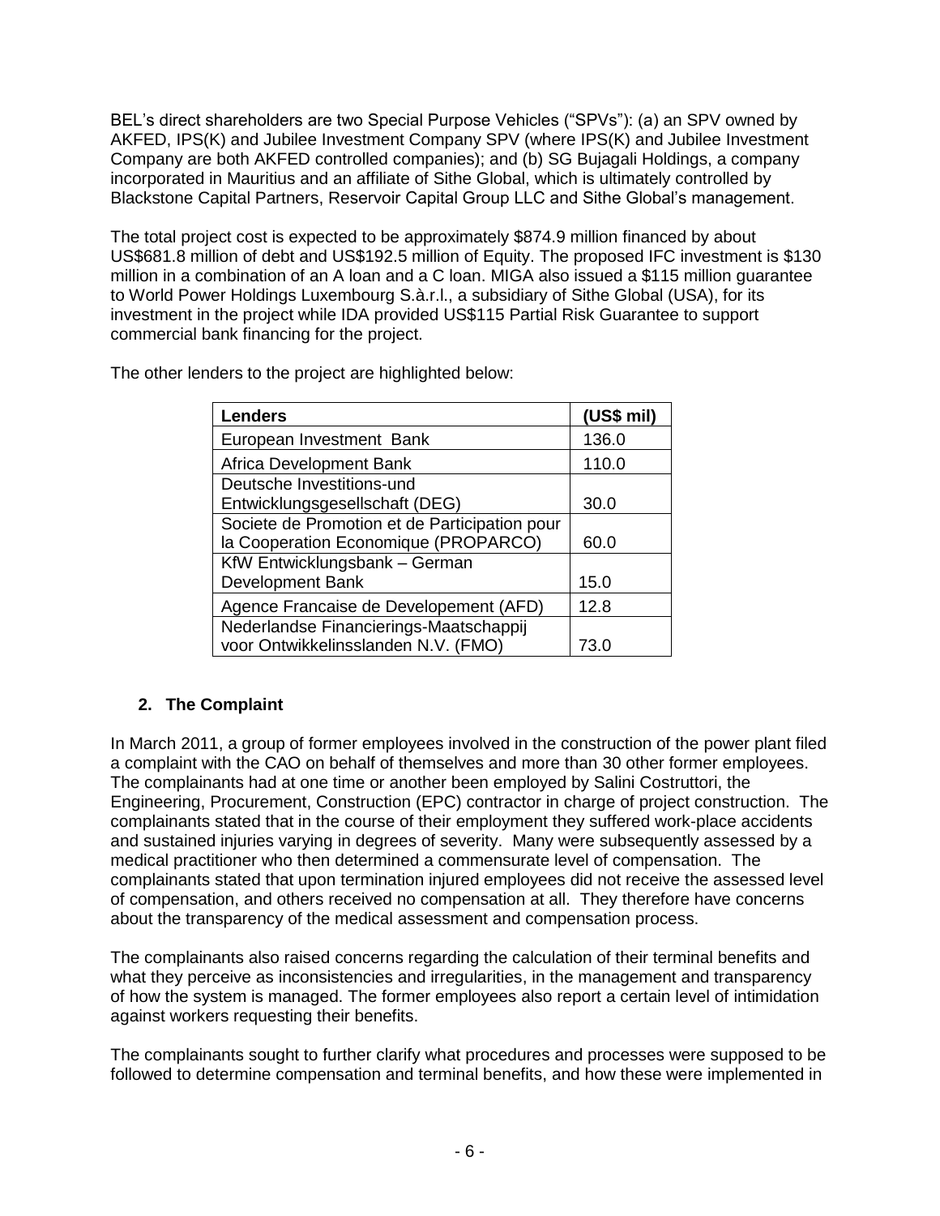BEL's direct shareholders are two Special Purpose Vehicles ("SPVs"): (a) an SPV owned by AKFED, IPS(K) and Jubilee Investment Company SPV (where IPS(K) and Jubilee Investment Company are both AKFED controlled companies); and (b) SG Bujagali Holdings, a company incorporated in Mauritius and an affiliate of Sithe Global, which is ultimately controlled by Blackstone Capital Partners, Reservoir Capital Group LLC and Sithe Global's management.

The total project cost is expected to be approximately $874.9 million financed by about US$681.8 million of debt and US$192.5 million of Equity. The proposed IFC investment is $130 million in a combination of an A loan and a C loan. MIGA also issued a $115 million guarantee to World Power Holdings Luxembourg S.à.r.l., a subsidiary of Sithe Global (USA), for its investment in the project while IDA provided US$115 Partial Risk Guarantee to support commercial bank financing for the project.

The other lenders to the project are highlighted below:

| Lenders | (US$ mil) |
|---|---|
| European Investment Bank | 136.0 |
| Africa Development Bank | 110.0 |
| Deutsche Investitions-und Entwicklungsgesellschaft (DEG) | 30.0 |
| Societe de Promotion et de Participation pour la Cooperation Economique (PROPARCO) | 60.0 |
| KfW Entwicklungsbank – German Development Bank | 15.0 |
| Agence Francaise de Developement (AFD) | 12.8 |
| Nederlandse Financierings-Maatschappij voor Ontwikkelinsslanden N.V. (FMO) | 73.0 |

## 2. The Complaint

In March 2011, a group of former employees involved in the construction of the power plant filed a complaint with the CAO on behalf of themselves and more than 30 other former employees. The complainants had at one time or another been employed by Salini Costruttori, the Engineering, Procurement, Construction (EPC) contractor in charge of project construction. The complainants stated that in the course of their employment they suffered work-place accidents and sustained injuries varying in degrees of severity. Many were subsequently assessed by a medical practitioner who then determined a commensurate level of compensation. The complainants stated that upon termination injured employees did not receive the assessed level of compensation, and others received no compensation at all. They therefore have concerns about the transparency of the medical assessment and compensation process.

The complainants also raised concerns regarding the calculation of their terminal benefits and what they perceive as inconsistencies and irregularities, in the management and transparency of how the system is managed. The former employees also report a certain level of intimidation against workers requesting their benefits.

The complainants sought to further clarify what procedures and processes were supposed to be followed to determine compensation and terminal benefits, and how these were implemented in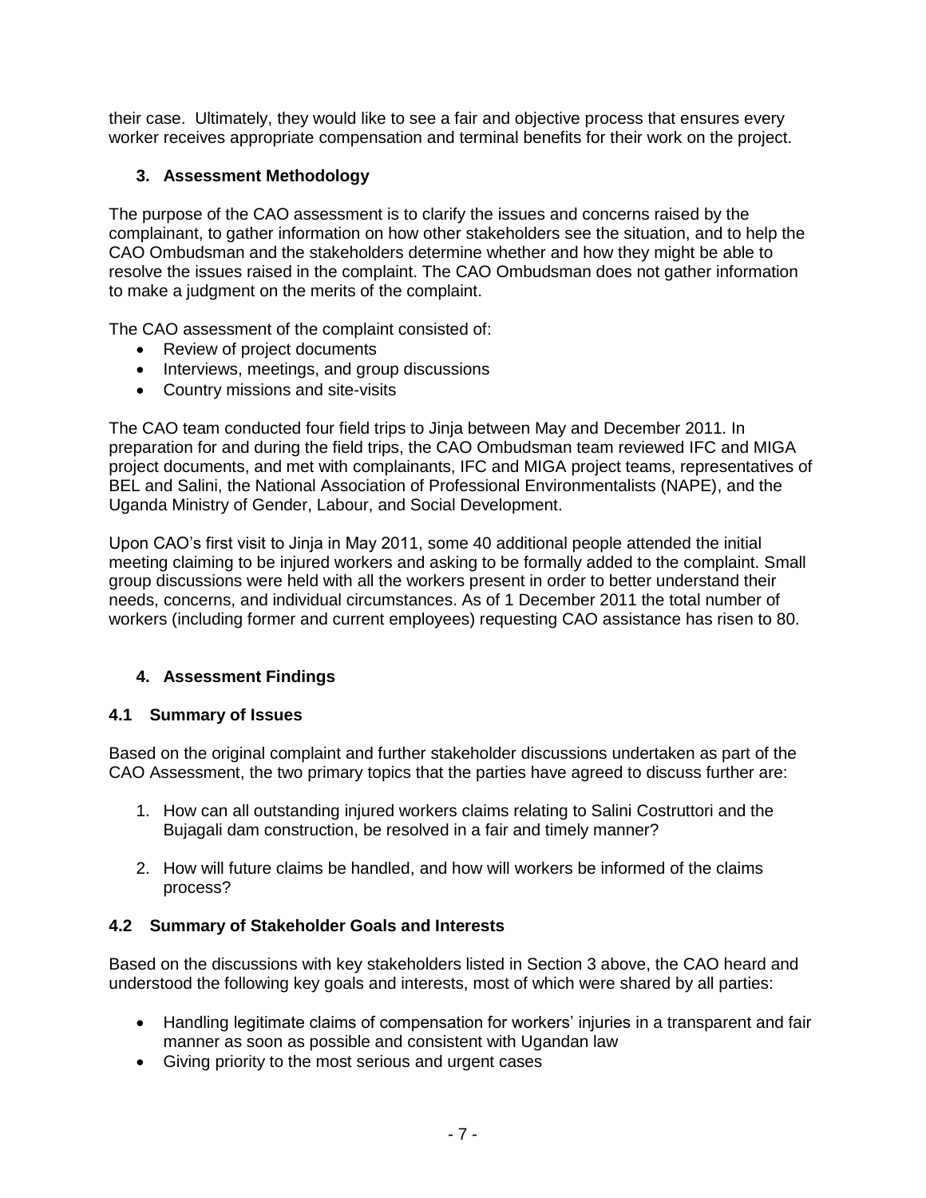their case. Ultimately, they would like to see a fair and objective process that ensures every worker receives appropriate compensation and terminal benefits for their work on the project.

## 3. Assessment Methodology

The purpose of the CAO assessment is to clarify the issues and concerns raised by the complainant, to gather information on how other stakeholders see the situation, and to help the CAO Ombudsman and the stakeholders determine whether and how they might be able to resolve the issues raised in the complaint. The CAO Ombudsman does not gather information to make a judgment on the merits of the complaint.

The CAO assessment of the complaint consisted of:

- Review of project documents
- Interviews, meetings, and group discussions
- Country missions and site-visits

The CAO team conducted four field trips to Jinja between May and December 2011. In preparation for and during the field trips, the CAO Ombudsman team reviewed IFC and MIGA project documents, and met with complainants, IFC and MIGA project teams, representatives of BEL and Salini, the National Association of Professional Environmentalists (NAPE), and the Uganda Ministry of Gender, Labour, and Social Development.

Upon CAO's first visit to Jinja in May 2011, some 40 additional people attended the initial meeting claiming to be injured workers and asking to be formally added to the complaint. Small group discussions were held with all the workers present in order to better understand their needs, concerns, and individual circumstances. As of 1 December 2011 the total number of workers (including former and current employees) requesting CAO assistance has risen to 80.

## 4. Assessment Findings

### 4.1 Summary of Issues

Based on the original complaint and further stakeholder discussions undertaken as part of the CAO Assessment, the two primary topics that the parties have agreed to discuss further are:

1. How can all outstanding injured workers claims relating to Salini Costruttori and the Bujagali dam construction, be resolved in a fair and timely manner?
2. How will future claims be handled, and how will workers be informed of the claims process?

### 4.2 Summary of Stakeholder Goals and Interests

Based on the discussions with key stakeholders listed in Section 3 above, the CAO heard and understood the following key goals and interests, most of which were shared by all parties:

- Handling legitimate claims of compensation for workers' injuries in a transparent and fair manner as soon as possible and consistent with Ugandan law
- Giving priority to the most serious and urgent cases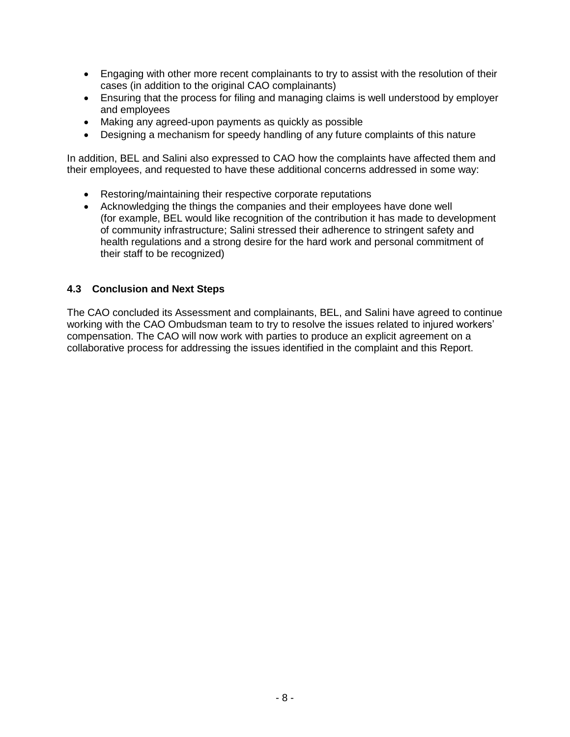- Engaging with other more recent complainants to try to assist with the resolution of their cases (in addition to the original CAO complainants)
- Ensuring that the process for filing and managing claims is well understood by employer and employees
- Making any agreed-upon payments as quickly as possible
- Designing a mechanism for speedy handling of any future complaints of this nature

In addition, BEL and Salini also expressed to CAO how the complaints have affected them and their employees, and requested to have these additional concerns addressed in some way:

- Restoring/maintaining their respective corporate reputations
- Acknowledging the things the companies and their employees have done well (for example, BEL would like recognition of the contribution it has made to development of community infrastructure; Salini stressed their adherence to stringent safety and health regulations and a strong desire for the hard work and personal commitment of their staff to be recognized)

### 4.3 Conclusion and Next Steps

The CAO concluded its Assessment and complainants, BEL, and Salini have agreed to continue working with the CAO Ombudsman team to try to resolve the issues related to injured workers' compensation. The CAO will now work with parties to produce an explicit agreement on a collaborative process for addressing the issues identified in the complaint and this Report.